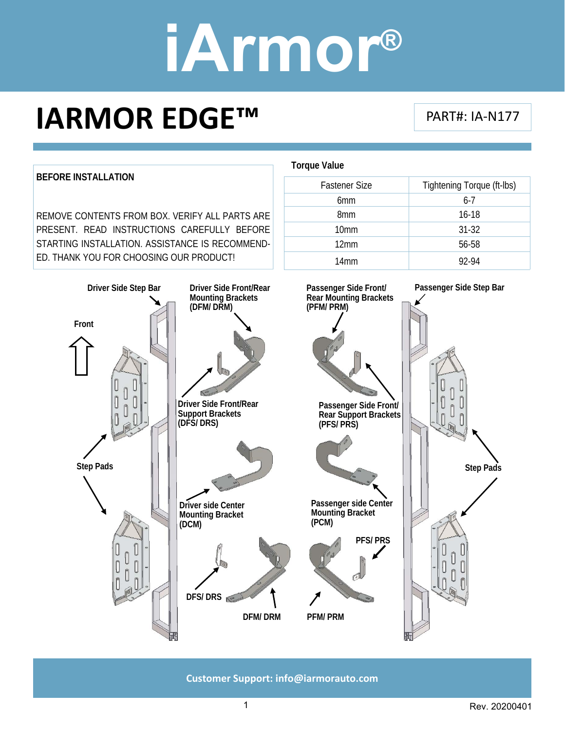# iArmor®

# IARMOR EDGE™

PART#: IA-N177

**BEFORE INSTALLATION**

REMOVE CONTENTS FROM BOX. VERIFY ALL PARTS ARE PRESENT. READ INSTRUCTIONS CAREFULLY BEFORE STARTING INSTALLATION. ASSISTANCE IS RECOMMENDED. THANK YOU FOR CHOOSING OUR PRODUCT!

**Torque Value**

| Fastener Size | Tightening Torque (ft-lbs) |
|---|---|
| 6mm | 6-7 |
| 8mm | 16-18 |
| 10mm | 31-32 |
| 12mm | 56-58 |
| 14mm | 92-94 |

**Driver Side Step Bar**

**Driver Side Front/Rear Mounting Brackets (DFM/ DRM)**

**Passenger Side Front/ Rear Mounting Brackets (PFM/ PRM)**

**Passenger Side Step Bar**

**Front**

**Driver Side Front/Rear Support Brackets (DFS/ DRS)**

**Passenger Side Front/ Rear Support Brackets (PFS/ PRS)**

**Step Pads**

**Driver side Center Mounting Bracket (DCM)**

**Passenger side Center Mounting Bracket (PCM)**

**PFS/ PRS**

**DFS/ DRS**

**DFM/ DRM**

**PFM/ PRM**

**Customer Support: info@iarmorauto.com**

Rev. 20200401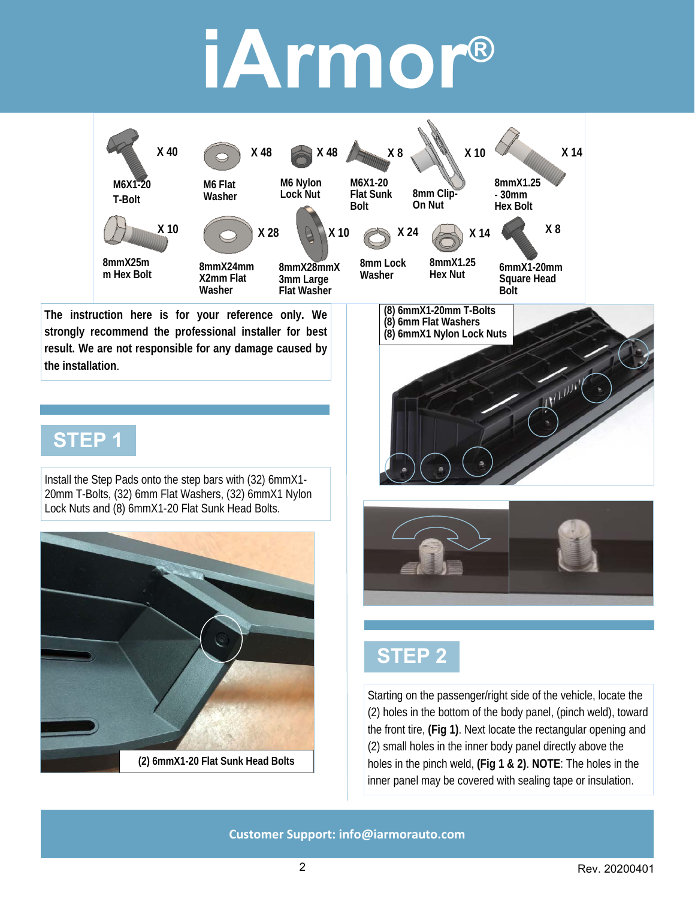# iArmor®

| Part | Qty |
| --- | --- |
| M6X1-20 T-Bolt | X 40 |
| M6 Flat Washer | X 48 |
| M6 Nylon Lock Nut | X 48 |
| M6X1-20 Flat Sunk Bolt | X 8 |
| 8mm Clip-On Nut | X 10 |
| 8mmX1.25 - 30mm Hex Bolt | X 14 |
| 8mmX25mm Hex Bolt | X 10 |
| 8mmX24mmX2mm Flat Washer | X 28 |
| 8mmX28mmX3mm Large Flat Washer | X 10 |
| 8mm Lock Washer | X 24 |
| 8mmX1.25 Hex Nut | X 14 |
| 6mmX1-20mm Square Head Bolt | X 8 |

**The instruction here is for your reference only. We strongly recommend the professional installer for best result. We are not responsible for any damage caused by the installation.**

## STEP 1

Install the Step Pads onto the step bars with (32) 6mmX1-20mm T-Bolts, (32) 6mm Flat Washers, (32) 6mmX1 Nylon Lock Nuts and (8) 6mmX1-20 Flat Sunk Head Bolts.

(2) 6mmX1-20 Flat Sunk Head Bolts

(8) 6mmX1-20mm T-Bolts
(8) 6mm Flat Washers
(8) 6mmX1 Nylon Lock Nuts

## STEP 2

Starting on the passenger/right side of the vehicle, locate the (2) holes in the bottom of the body panel, (pinch weld), toward the front tire, **(Fig 1)**. Next locate the rectangular opening and (2) small holes in the inner body panel directly above the holes in the pinch weld, **(Fig 1 & 2)**. **NOTE**: The holes in the inner panel may be covered with sealing tape or insulation.

**Customer Support: info@iarmorauto.com**

Rev. 20200401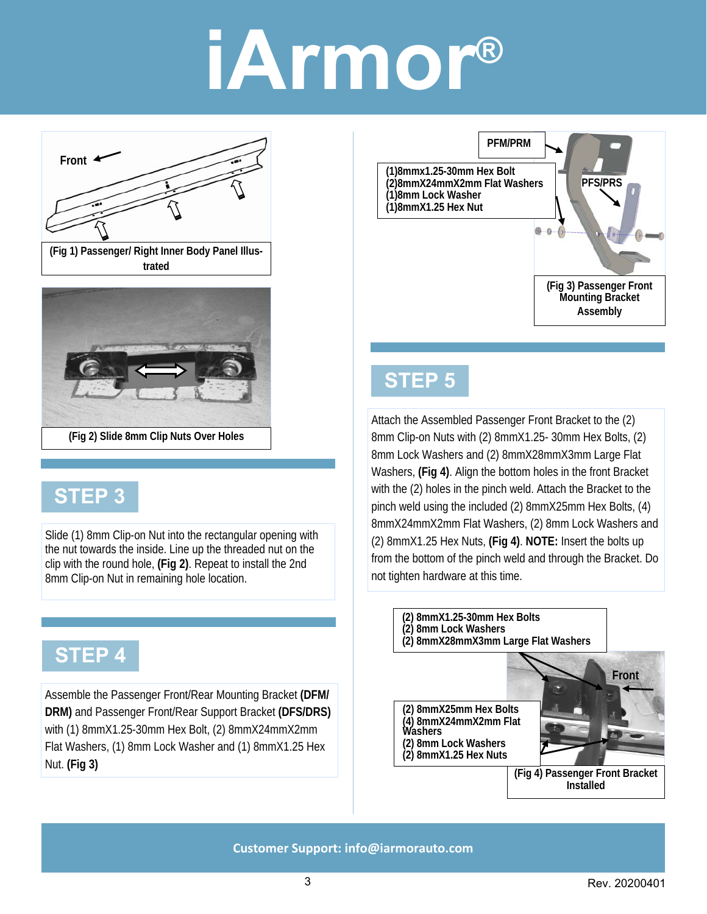# iArmor®

Front

(Fig 1) Passenger/ Right Inner Body Panel Illustrated

(Fig 2) Slide 8mm Clip Nuts Over Holes

## STEP 3

Slide (1) 8mm Clip-on Nut into the rectangular opening with the nut towards the inside. Line up the threaded nut on the clip with the round hole, **(Fig 2)**. Repeat to install the 2nd 8mm Clip-on Nut in remaining hole location.

## STEP 4

Assemble the Passenger Front/Rear Mounting Bracket **(DFM/DRM)** and Passenger Front/Rear Support Bracket **(DFS/DRS)** with (1) 8mmX1.25-30mm Hex Bolt, (2) 8mmX24mmX2mm Flat Washers, (1) 8mm Lock Washer and (1) 8mmX1.25 Hex Nut. **(Fig 3)**

PFM/PRM

(1)8mmx1.25-30mm Hex Bolt
(2)8mmX24mmX2mm Flat Washers
(1)8mm Lock Washer
(1)8mmX1.25 Hex Nut

PFS/PRS

(Fig 3) Passenger Front Mounting Bracket Assembly

## STEP 5

Attach the Assembled Passenger Front Bracket to the (2) 8mm Clip-on Nuts with (2) 8mmX1.25- 30mm Hex Bolts, (2) 8mm Lock Washers and (2) 8mmX28mmX3mm Large Flat Washers, **(Fig 4)**. Align the bottom holes in the front Bracket with the (2) holes in the pinch weld. Attach the Bracket to the pinch weld using the included (2) 8mmX25mm Hex Bolts, (4) 8mmX24mmX2mm Flat Washers, (2) 8mm Lock Washers and (2) 8mmX1.25 Hex Nuts, **(Fig 4)**. **NOTE:** Insert the bolts up from the bottom of the pinch weld and through the Bracket. Do not tighten hardware at this time.

(2) 8mmX1.25-30mm Hex Bolts
(2) 8mm Lock Washers
(2) 8mmX28mmX3mm Large Flat Washers

Front

(2) 8mmX25mm Hex Bolts
(4) 8mmX24mmX2mm Flat Washers
(2) 8mm Lock Washers
(2) 8mmX1.25 Hex Nuts

(Fig 4) Passenger Front Bracket Installed

**Customer Support: info@iarmorauto.com**

Rev. 20200401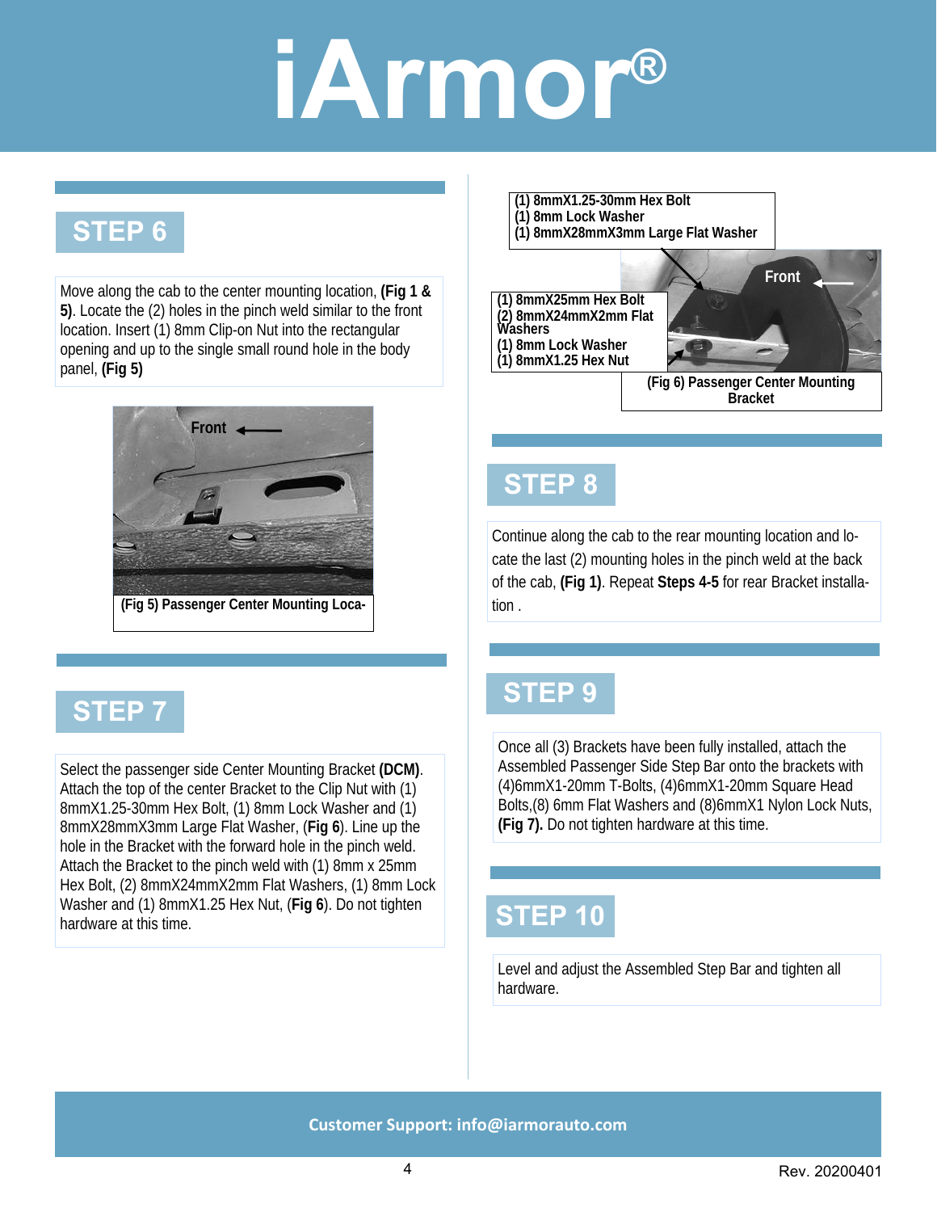## STEP 6

Move along the cab to the center mounting location, **(Fig 1 & 5)**. Locate the (2) holes in the pinch weld similar to the front location. Insert (1) 8mm Clip-on Nut into the rectangular opening and up to the single small round hole in the body panel, **(Fig 5)**

Front

**(Fig 5) Passenger Center Mounting Loca-**

## STEP 7

Select the passenger side Center Mounting Bracket **(DCM)**. Attach the top of the center Bracket to the Clip Nut with (1) 8mmX1.25-30mm Hex Bolt, (1) 8mm Lock Washer and (1) 8mmX28mmX3mm Large Flat Washer, (**Fig 6**). Line up the hole in the Bracket with the forward hole in the pinch weld. Attach the Bracket to the pinch weld with (1) 8mm x 25mm Hex Bolt, (2) 8mmX24mmX2mm Flat Washers, (1) 8mm Lock Washer and (1) 8mmX1.25 Hex Nut, (**Fig 6**). Do not tighten hardware at this time.

**(1) 8mmX1.25-30mm Hex Bolt**
**(1) 8mm Lock Washer**
**(1) 8mmX28mmX3mm Large Flat Washer**

**(1) 8mmX25mm Hex Bolt**
**(2) 8mmX24mmX2mm Flat Washers**
**(1) 8mm Lock Washer**
**(1) 8mmX1.25 Hex Nut**

Front

**(Fig 6) Passenger Center Mounting Bracket**

## STEP 8

Continue along the cab to the rear mounting location and locate the last (2) mounting holes in the pinch weld at the back of the cab, **(Fig 1)**. Repeat **Steps 4-5** for rear Bracket installation .

## STEP 9

Once all (3) Brackets have been fully installed, attach the Assembled Passenger Side Step Bar onto the brackets with (4)6mmX1-20mm T-Bolts, (4)6mmX1-20mm Square Head Bolts,(8) 6mm Flat Washers and (8)6mmX1 Nylon Lock Nuts, **(Fig 7).** Do not tighten hardware at this time.

## STEP 10

Level and adjust the Assembled Step Bar and tighten all hardware.

**Customer Support: info@iarmorauto.com**

Rev. 20200401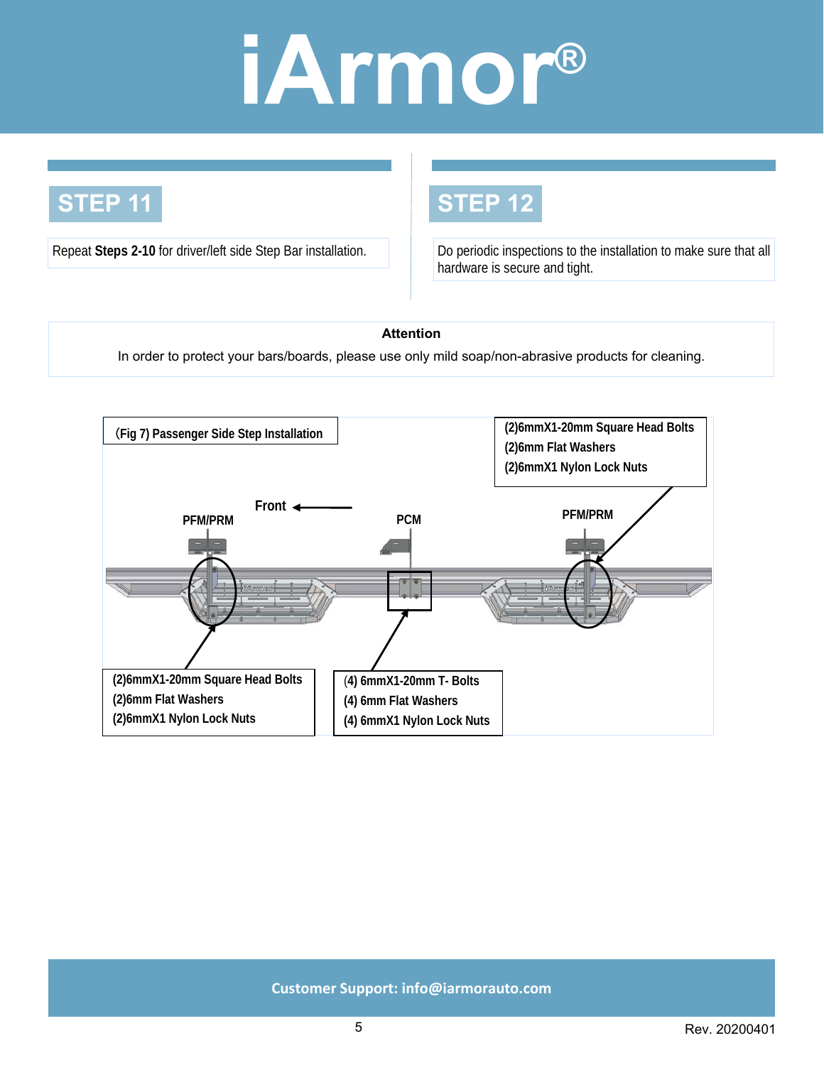# iArmor®

## STEP 11

Repeat **Steps 2-10** for driver/left side Step Bar installation.

## STEP 12

Do periodic inspections to the installation to make sure that all hardware is secure and tight.

**Attention**

In order to protect your bars/boards, please use only mild soap/non-abrasive products for cleaning.

(Fig 7) Passenger Side Step Installation

(2)6mmX1-20mm Square Head Bolts
(2)6mm Flat Washers
(2)6mmX1 Nylon Lock Nuts

Front

PFM/PRM

PCM

PFM/PRM

(2)6mmX1-20mm Square Head Bolts
(2)6mm Flat Washers
(2)6mmX1 Nylon Lock Nuts

(4) 6mmX1-20mm T- Bolts
(4) 6mm Flat Washers
(4) 6mmX1 Nylon Lock Nuts

Customer Support: info@iarmorauto.com

Rev. 20200401